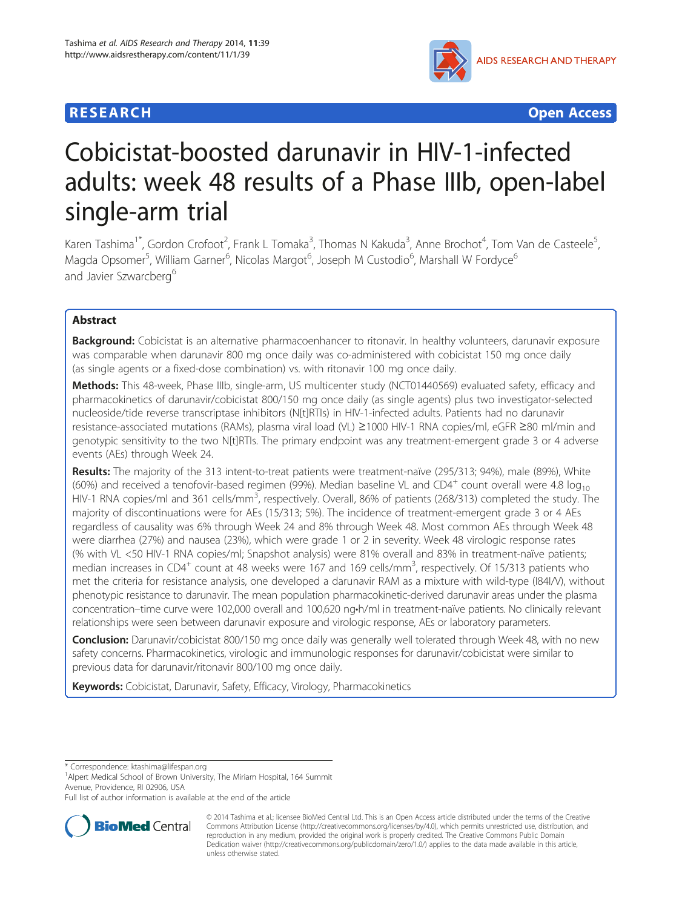RESEARCH

Open Access

# Cobicistat-boosted darunavir in HIV-1-infected adults: week 48 results of a Phase IIIb, open-label single-arm trial

Karen Tashima[1*], Gordon Crofoot[2], Frank L Tomaka[3], Thomas N Kakuda[3], Anne Brochot[4], Tom Van de Casteele[5], Magda Opsomer[5], William Garner[6], Nicolas Margot[6], Joseph M Custodio[6], Marshall W Fordyce[6] and Javier Szwarcberg[6]

## Abstract

**Background:** Cobicistat is an alternative pharmacoenhancer to ritonavir. In healthy volunteers, darunavir exposure was comparable when darunavir 800 mg once daily was co-administered with cobicistat 150 mg once daily (as single agents or a fixed-dose combination) vs. with ritonavir 100 mg once daily.

**Methods:** This 48-week, Phase IIIb, single-arm, US multicenter study (NCT01440569) evaluated safety, efficacy and pharmacokinetics of darunavir/cobicistat 800/150 mg once daily (as single agents) plus two investigator-selected nucleoside/tide reverse transcriptase inhibitors (N[t]RTIs) in HIV-1-infected adults. Patients had no darunavir resistance-associated mutations (RAMs), plasma viral load (VL) ≥1000 HIV-1 RNA copies/ml, eGFR ≥80 ml/min and genotypic sensitivity to the two N[t]RTIs. The primary endpoint was any treatment-emergent grade 3 or 4 adverse events (AEs) through Week 24.

**Results:** The majority of the 313 intent-to-treat patients were treatment-naïve (295/313; 94%), male (89%), White (60%) and received a tenofovir-based regimen (99%). Median baseline VL and $CD4^+$ count overall were 4.8 $\log_{10}$ HIV-1 RNA copies/ml and 361 cells/$mm^3$, respectively. Overall, 86% of patients (268/313) completed the study. The majority of discontinuations were for AEs (15/313; 5%). The incidence of treatment-emergent grade 3 or 4 AEs regardless of causality was 6% through Week 24 and 8% through Week 48. Most common AEs through Week 48 were diarrhea (27%) and nausea (23%), which were grade 1 or 2 in severity. Week 48 virologic response rates (% with VL <50 HIV-1 RNA copies/ml; Snapshot analysis) were 81% overall and 83% in treatment-naïve patients; median increases in $CD4^+$ count at 48 weeks were 167 and 169 cells/$mm^3$, respectively. Of 15/313 patients who met the criteria for resistance analysis, one developed a darunavir RAM as a mixture with wild-type (I84I/V), without phenotypic resistance to darunavir. The mean population pharmacokinetic-derived darunavir areas under the plasma concentration–time curve were 102,000 overall and 100,620 ng•h/ml in treatment-naïve patients. No clinically relevant relationships were seen between darunavir exposure and virologic response, AEs or laboratory parameters.

**Conclusion:** Darunavir/cobicistat 800/150 mg once daily was generally well tolerated through Week 48, with no new safety concerns. Pharmacokinetics, virologic and immunologic responses for darunavir/cobicistat were similar to previous data for darunavir/ritonavir 800/100 mg once daily.

**Keywords:** Cobicistat, Darunavir, Safety, Efficacy, Virology, Pharmacokinetics

* Correspondence: ktashima@lifespan.org
[1]Alpert Medical School of Brown University, The Miriam Hospital, 164 Summit Avenue, Providence, RI 02906, USA
Full list of author information is available at the end of the article

© 2014 Tashima et al.; licensee BioMed Central Ltd. This is an Open Access article distributed under the terms of the Creative Commons Attribution License (http://creativecommons.org/licenses/by/4.0), which permits unrestricted use, distribution, and reproduction in any medium, provided the original work is properly credited. The Creative Commons Public Domain Dedication waiver (http://creativecommons.org/publicdomain/zero/1.0/) applies to the data made available in this article, unless otherwise stated.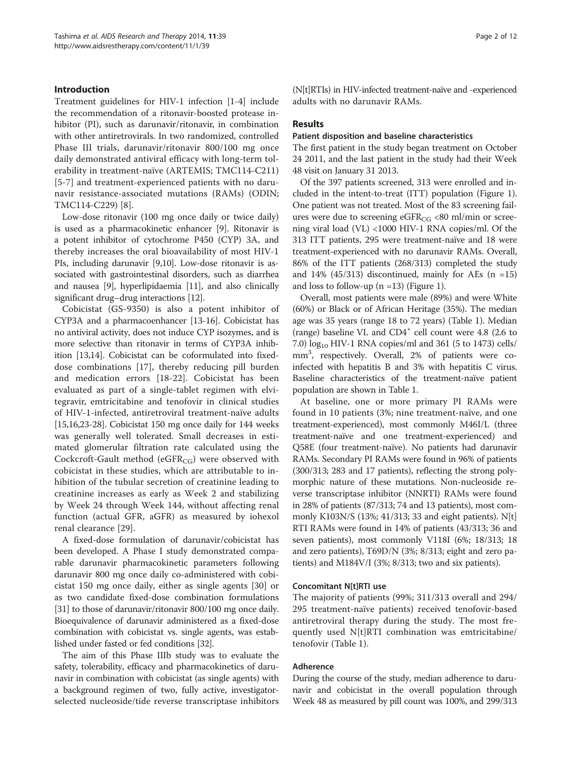## Introduction

Treatment guidelines for HIV-1 infection [1-4] include the recommendation of a ritonavir-boosted protease inhibitor (PI), such as darunavir/ritonavir, in combination with other antiretrovirals. In two randomized, controlled Phase III trials, darunavir/ritonavir 800/100 mg once daily demonstrated antiviral efficacy with long-term tolerability in treatment-naïve (ARTEMIS; TMC114-C211) [5-7] and treatment-experienced patients with no darunavir resistance-associated mutations (RAMs) (ODIN; TMC114-C229) [8].

Low-dose ritonavir (100 mg once daily or twice daily) is used as a pharmacokinetic enhancer [9]. Ritonavir is a potent inhibitor of cytochrome P450 (CYP) 3A, and thereby increases the oral bioavailability of most HIV-1 PIs, including darunavir [9,10]. Low-dose ritonavir is associated with gastrointestinal disorders, such as diarrhea and nausea [9], hyperlipidaemia [11], and also clinically significant drug–drug interactions [12].

Cobicistat (GS-9350) is also a potent inhibitor of CYP3A and a pharmacoenhancer [13-16]. Cobicistat has no antiviral activity, does not induce CYP isozymes, and is more selective than ritonavir in terms of CYP3A inhibition [13,14]. Cobicistat can be coformulated into fixed-dose combinations [17], thereby reducing pill burden and medication errors [18-22]. Cobicistat has been evaluated as part of a single-tablet regimen with elvitegravir, emtricitabine and tenofovir in clinical studies of HIV-1-infected, antiretroviral treatment-naïve adults [15,16,23-28]. Cobicistat 150 mg once daily for 144 weeks was generally well tolerated. Small decreases in estimated glomerular filtration rate calculated using the Cockcroft-Gault method ($eGFR_{CG}$) were observed with cobicistat in these studies, which are attributable to inhibition of the tubular secretion of creatinine leading to creatinine increases as early as Week 2 and stabilizing by Week 24 through Week 144, without affecting renal function (actual GFR, aGFR) as measured by iohexol renal clearance [29].

A fixed-dose formulation of darunavir/cobicistat has been developed. A Phase I study demonstrated comparable darunavir pharmacokinetic parameters following darunavir 800 mg once daily co-administered with cobicistat 150 mg once daily, either as single agents [30] or as two candidate fixed-dose combination formulations [31] to those of darunavir/ritonavir 800/100 mg once daily. Bioequivalence of darunavir administered as a fixed-dose combination with cobicistat vs. single agents, was established under fasted or fed conditions [32].

The aim of this Phase IIIb study was to evaluate the safety, tolerability, efficacy and pharmacokinetics of darunavir in combination with cobicistat (as single agents) with a background regimen of two, fully active, investigator-selected nucleoside/tide reverse transcriptase inhibitors (N[t]RTIs) in HIV-infected treatment-naïve and -experienced adults with no darunavir RAMs.

## Results

### Patient disposition and baseline characteristics

The first patient in the study began treatment on October 24 2011, and the last patient in the study had their Week 48 visit on January 31 2013.

Of the 397 patients screened, 313 were enrolled and included in the intent-to-treat (ITT) population (Figure 1). One patient was not treated. Most of the 83 screening failures were due to screening $eGFR_{CG}$ <80 ml/min or screening viral load (VL) <1000 HIV-1 RNA copies/ml. Of the 313 ITT patients, 295 were treatment-naïve and 18 were treatment-experienced with no darunavir RAMs. Overall, 86% of the ITT patients (268/313) completed the study and 14% (45/313) discontinued, mainly for AEs (n =15) and loss to follow-up (n =13) (Figure 1).

Overall, most patients were male (89%) and were White (60%) or Black or of African Heritage (35%). The median age was 35 years (range 18 to 72 years) (Table 1). Median (range) baseline VL and $CD4^+$ cell count were 4.8 (2.6 to 7.0) $\log_{10}$ HIV-1 RNA copies/ml and 361 (5 to 1473) cells/$mm^3$, respectively. Overall, 2% of patients were co-infected with hepatitis B and 3% with hepatitis C virus. Baseline characteristics of the treatment-naïve patient population are shown in Table 1.

At baseline, one or more primary PI RAMs were found in 10 patients (3%; nine treatment-naïve, and one treatment-experienced), most commonly M46I/L (three treatment-naïve and one treatment-experienced) and Q58E (four treatment-naïve). No patients had darunavir RAMs. Secondary PI RAMs were found in 96% of patients (300/313; 283 and 17 patients), reflecting the strong polymorphic nature of these mutations. Non-nucleoside reverse transcriptase inhibitor (NNRTI) RAMs were found in 28% of patients (87/313; 74 and 13 patients), most commonly K103N/S (13%; 41/313; 33 and eight patients). N[t]RTI RAMs were found in 14% of patients (43/313; 36 and seven patients), most commonly V118I (6%; 18/313; 18 and zero patients), T69D/N (3%; 8/313; eight and zero patients) and M184V/I (3%; 8/313; two and six patients).

### Concomitant N[t]RTI use

The majority of patients (99%; 311/313 overall and 294/295 treatment-naïve patients) received tenofovir-based antiretroviral therapy during the study. The most frequently used N[t]RTI combination was emtricitabine/tenofovir (Table 1).

### Adherence

During the course of the study, median adherence to darunavir and cobicistat in the overall population through Week 48 as measured by pill count was 100%, and 299/313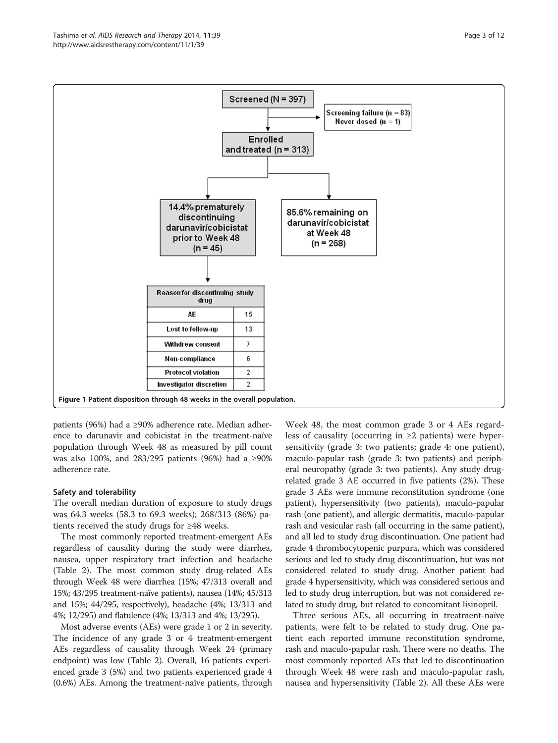Screened (N = 397)

Screening failure (n = 83)
Never dosed (n = 1)

Enrolled and treated (n = 313)

14.4% prematurely discontinuing darunavir/cobicistat prior to Week 48 (n = 45)

85.6% remaining on darunavir/cobicistat at Week 48 (n = 268)

| Reason for discontinuing study drug | |
|---|---|
| AE | 15 |
| Lost to follow-up | 13 |
| Withdrew consent | 7 |
| Non-compliance | 6 |
| Protocol violation | 2 |
| Investigator discretion | 2 |

**Figure 1 Patient disposition through 48 weeks in the overall population.**

patients (96%) had a ≥90% adherence rate. Median adherence to darunavir and cobicistat in the treatment-naïve population through Week 48 as measured by pill count was also 100%, and 283/295 patients (96%) had a ≥90% adherence rate.

### Safety and tolerability

The overall median duration of exposure to study drugs was 64.3 weeks (58.3 to 69.3 weeks); 268/313 (86%) patients received the study drugs for ≥48 weeks.

The most commonly reported treatment-emergent AEs regardless of causality during the study were diarrhea, nausea, upper respiratory tract infection and headache (Table 2). The most common study drug-related AEs through Week 48 were diarrhea (15%; 47/313 overall and 15%; 43/295 treatment-naïve patients), nausea (14%; 45/313 and 15%; 44/295, respectively), headache (4%; 13/313 and 4%; 12/295) and flatulence (4%; 13/313 and 4%; 13/295).

Most adverse events (AEs) were grade 1 or 2 in severity. The incidence of any grade 3 or 4 treatment-emergent AEs regardless of causality through Week 24 (primary endpoint) was low (Table 2). Overall, 16 patients experienced grade 3 (5%) and two patients experienced grade 4 (0.6%) AEs. Among the treatment-naïve patients, through Week 48, the most common grade 3 or 4 AEs regardless of causality (occurring in ≥2 patients) were hypersensitivity (grade 3: two patients; grade 4: one patient), maculo-papular rash (grade 3: two patients) and peripheral neuropathy (grade 3: two patients). Any study drug-related grade 3 AE occurred in five patients (2%). These grade 3 AEs were immune reconstitution syndrome (one patient), hypersensitivity (two patients), maculo-papular rash (one patient), and allergic dermatitis, maculo-papular rash and vesicular rash (all occurring in the same patient), and all led to study drug discontinuation. One patient had grade 4 thrombocytopenic purpura, which was considered serious and led to study drug discontinuation, but was not considered related to study drug. Another patient had grade 4 hypersensitivity, which was considered serious and led to study drug interruption, but was not considered related to study drug, but related to concomitant lisinopril.

Three serious AEs, all occurring in treatment-naïve patients, were felt to be related to study drug. One patient each reported immune reconstitution syndrome, rash and maculo-papular rash. There were no deaths. The most commonly reported AEs that led to discontinuation through Week 48 were rash and maculo-papular rash, nausea and hypersensitivity (Table 2). All these AEs were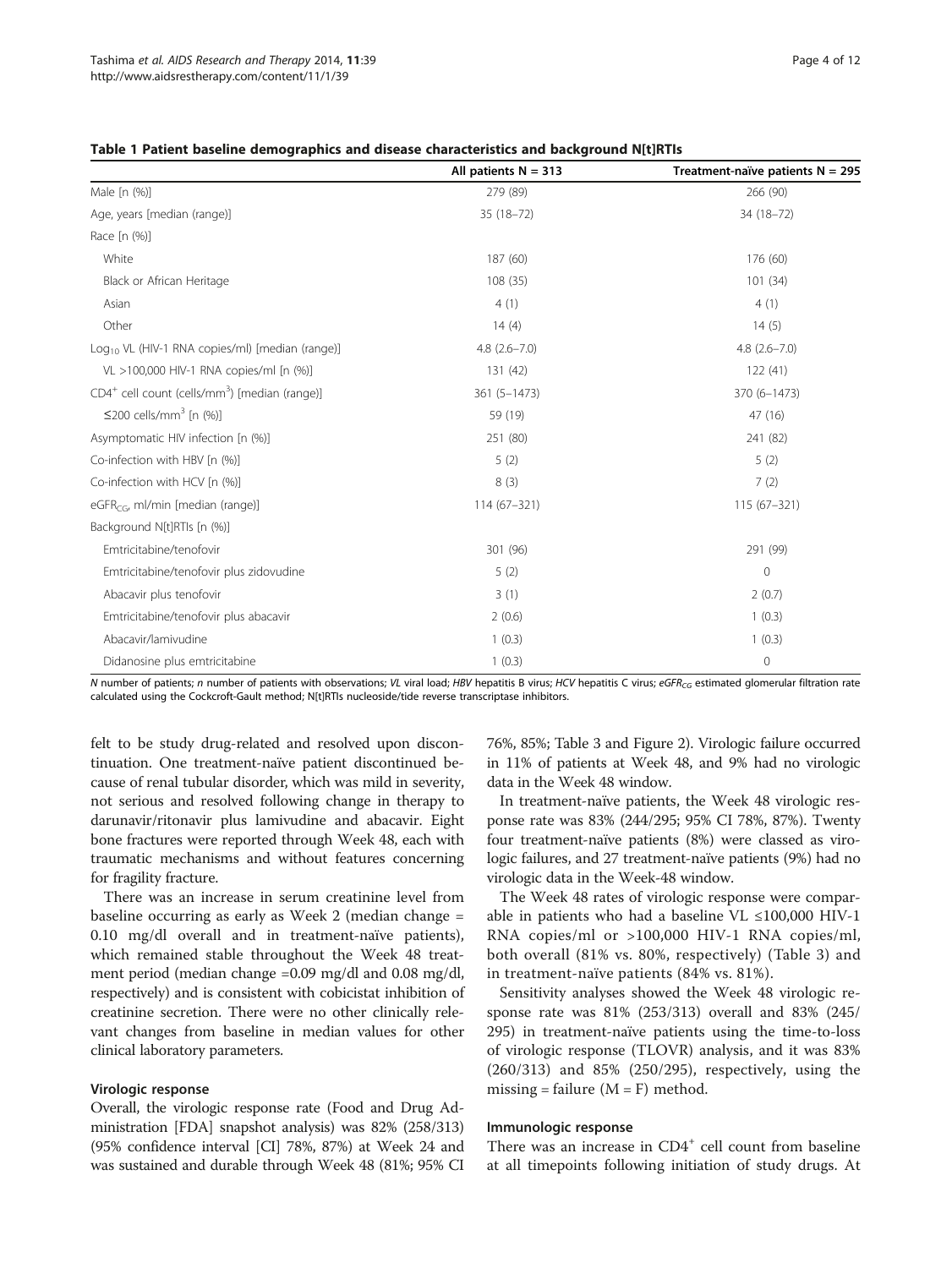**Table 1 Patient baseline demographics and disease characteristics and background N[t]RTIs**

| | All patients N = 313 | Treatment-naïve patients N = 295 |
|---|---|---|
| Male [n (%)] | 279 (89) | 266 (90) |
| Age, years [median (range)] | 35 (18–72) | 34 (18–72) |
| Race [n (%)] | | |
| White | 187 (60) | 176 (60) |
| Black or African Heritage | 108 (35) | 101 (34) |
| Asian | 4 (1) | 4 (1) |
| Other | 14 (4) | 14 (5) |
| $Log_{10}$ VL (HIV-1 RNA copies/ml) [median (range)] | 4.8 (2.6–7.0) | 4.8 (2.6–7.0) |
| VL >100,000 HIV-1 RNA copies/ml [n (%)] | 131 (42) | 122 (41) |
| $CD4^+$ cell count (cells/mm$^3$) [median (range)] | 361 (5–1473) | 370 (6–1473) |
| ≤200 cells/mm$^3$ [n (%)] | 59 (19) | 47 (16) |
| Asymptomatic HIV infection [n (%)] | 251 (80) | 241 (82) |
| Co-infection with HBV [n (%)] | 5 (2) | 5 (2) |
| Co-infection with HCV [n (%)] | 8 (3) | 7 (2) |
| $eGFR_{CG}$, ml/min [median (range)] | 114 (67–321) | 115 (67–321) |
| Background N[t]RTIs [n (%)] | | |
| Emtricitabine/tenofovir | 301 (96) | 291 (99) |
| Emtricitabine/tenofovir plus zidovudine | 5 (2) | 0 |
| Abacavir plus tenofovir | 3 (1) | 2 (0.7) |
| Emtricitabine/tenofovir plus abacavir | 2 (0.6) | 1 (0.3) |
| Abacavir/lamivudine | 1 (0.3) | 1 (0.3) |
| Didanosine plus emtricitabine | 1 (0.3) | 0 |

*N* number of patients; *n* number of patients with observations; *VL* viral load; *HBV* hepatitis B virus; *HCV* hepatitis C virus; *$eGFR_{CG}$* estimated glomerular filtration rate calculated using the Cockcroft-Gault method; N[t]RTIs nucleoside/tide reverse transcriptase inhibitors.

felt to be study drug-related and resolved upon discontinuation. One treatment-naïve patient discontinued because of renal tubular disorder, which was mild in severity, not serious and resolved following change in therapy to darunavir/ritonavir plus lamivudine and abacavir. Eight bone fractures were reported through Week 48, each with traumatic mechanisms and without features concerning for fragility fracture.

There was an increase in serum creatinine level from baseline occurring as early as Week 2 (median change = 0.10 mg/dl overall and in treatment-naïve patients), which remained stable throughout the Week 48 treatment period (median change =0.09 mg/dl and 0.08 mg/dl, respectively) and is consistent with cobicistat inhibition of creatinine secretion. There were no other clinically relevant changes from baseline in median values for other clinical laboratory parameters.

### Virologic response

Overall, the virologic response rate (Food and Drug Administration [FDA] snapshot analysis) was 82% (258/313) (95% confidence interval [CI] 78%, 87%) at Week 24 and was sustained and durable through Week 48 (81%; 95% CI 76%, 85%; Table 3 and Figure 2). Virologic failure occurred in 11% of patients at Week 48, and 9% had no virologic data in the Week 48 window.

In treatment-naïve patients, the Week 48 virologic response rate was 83% (244/295; 95% CI 78%, 87%). Twenty four treatment-naïve patients (8%) were classed as virologic failures, and 27 treatment-naïve patients (9%) had no virologic data in the Week-48 window.

The Week 48 rates of virologic response were comparable in patients who had a baseline VL ≤100,000 HIV-1 RNA copies/ml or >100,000 HIV-1 RNA copies/ml, both overall (81% vs. 80%, respectively) (Table 3) and in treatment-naïve patients (84% vs. 81%).

Sensitivity analyses showed the Week 48 virologic response rate was 81% (253/313) overall and 83% (245/295) in treatment-naïve patients using the time-to-loss of virologic response (TLOVR) analysis, and it was 83% (260/313) and 85% (250/295), respectively, using the missing = failure (M = F) method.

### Immunologic response

There was an increase in $CD4^+$ cell count from baseline at all timepoints following initiation of study drugs. At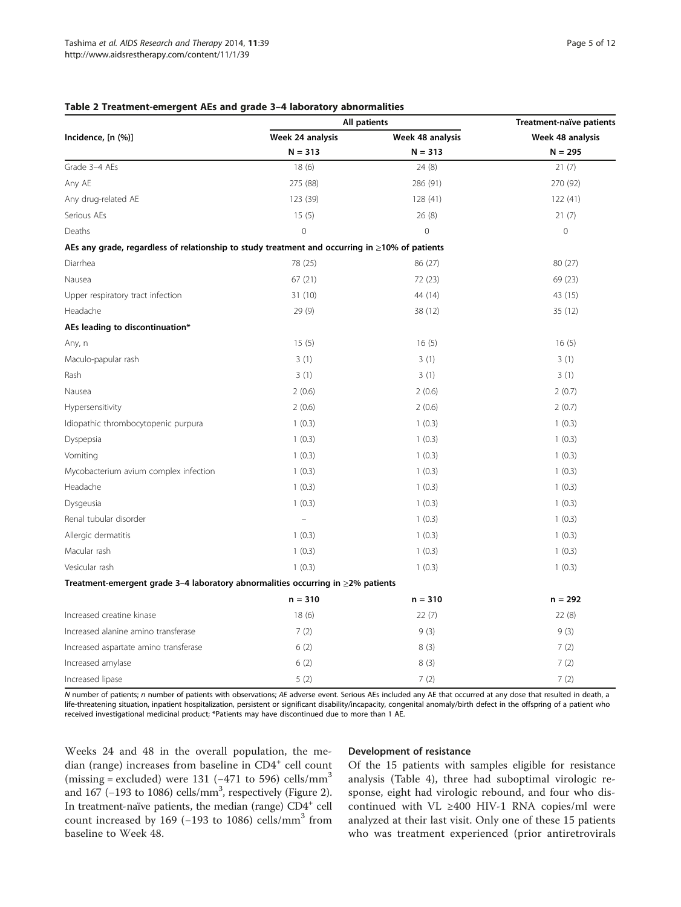**Table 2 Treatment-emergent AEs and grade 3–4 laboratory abnormalities**

| Incidence, [n (%)] | All patients | | Treatment-naïve patients |
|---|---|---|---|
| | Week 24 analysis | Week 48 analysis | Week 48 analysis |
| | N = 313 | N = 313 | N = 295 |
| Grade 3–4 AEs | 18 (6) | 24 (8) | 21 (7) |
| Any AE | 275 (88) | 286 (91) | 270 (92) |
| Any drug-related AE | 123 (39) | 128 (41) | 122 (41) |
| Serious AEs | 15 (5) | 26 (8) | 21 (7) |
| Deaths | 0 | 0 | 0 |
| **AEs any grade, regardless of relationship to study treatment and occurring in ≥10% of patients** | | | |
| Diarrhea | 78 (25) | 86 (27) | 80 (27) |
| Nausea | 67 (21) | 72 (23) | 69 (23) |
| Upper respiratory tract infection | 31 (10) | 44 (14) | 43 (15) |
| Headache | 29 (9) | 38 (12) | 35 (12) |
| **AEs leading to discontinuation*** | | | |
| Any, n | 15 (5) | 16 (5) | 16 (5) |
| Maculo-papular rash | 3 (1) | 3 (1) | 3 (1) |
| Rash | 3 (1) | 3 (1) | 3 (1) |
| Nausea | 2 (0.6) | 2 (0.6) | 2 (0.7) |
| Hypersensitivity | 2 (0.6) | 2 (0.6) | 2 (0.7) |
| Idiopathic thrombocytopenic purpura | 1 (0.3) | 1 (0.3) | 1 (0.3) |
| Dyspepsia | 1 (0.3) | 1 (0.3) | 1 (0.3) |
| Vomiting | 1 (0.3) | 1 (0.3) | 1 (0.3) |
| Mycobacterium avium complex infection | 1 (0.3) | 1 (0.3) | 1 (0.3) |
| Headache | 1 (0.3) | 1 (0.3) | 1 (0.3) |
| Dysgeusia | 1 (0.3) | 1 (0.3) | 1 (0.3) |
| Renal tubular disorder | – | 1 (0.3) | 1 (0.3) |
| Allergic dermatitis | 1 (0.3) | 1 (0.3) | 1 (0.3) |
| Macular rash | 1 (0.3) | 1 (0.3) | 1 (0.3) |
| Vesicular rash | 1 (0.3) | 1 (0.3) | 1 (0.3) |
| **Treatment-emergent grade 3–4 laboratory abnormalities occurring in ≥2% patients** | | | |
| | n = 310 | n = 310 | n = 292 |
| Increased creatine kinase | 18 (6) | 22 (7) | 22 (8) |
| Increased alanine amino transferase | 7 (2) | 9 (3) | 9 (3) |
| Increased aspartate amino transferase | 6 (2) | 8 (3) | 7 (2) |
| Increased amylase | 6 (2) | 8 (3) | 7 (2) |
| Increased lipase | 5 (2) | 7 (2) | 7 (2) |

*N* number of patients; *n* number of patients with observations; *AE* adverse event. Serious AEs included any AE that occurred at any dose that resulted in death, a life-threatening situation, inpatient hospitalization, persistent or significant disability/incapacity, congenital anomaly/birth defect in the offspring of a patient who received investigational medicinal product; *Patients may have discontinued due to more than 1 AE.

Weeks 24 and 48 in the overall population, the median (range) increases from baseline in CD4$^+$ cell count (missing = excluded) were 131 (−471 to 596) cells/mm$^3$ and 167 (−193 to 1086) cells/mm$^3$, respectively (Figure 2). In treatment-naïve patients, the median (range) CD4$^+$ cell count increased by 169 (−193 to 1086) cells/mm$^3$ from baseline to Week 48.

#### Development of resistance

Of the 15 patients with samples eligible for resistance analysis (Table 4), three had suboptimal virologic response, eight had virologic rebound, and four who discontinued with VL ≥400 HIV-1 RNA copies/ml were analyzed at their last visit. Only one of these 15 patients who was treatment experienced (prior antiretrovirals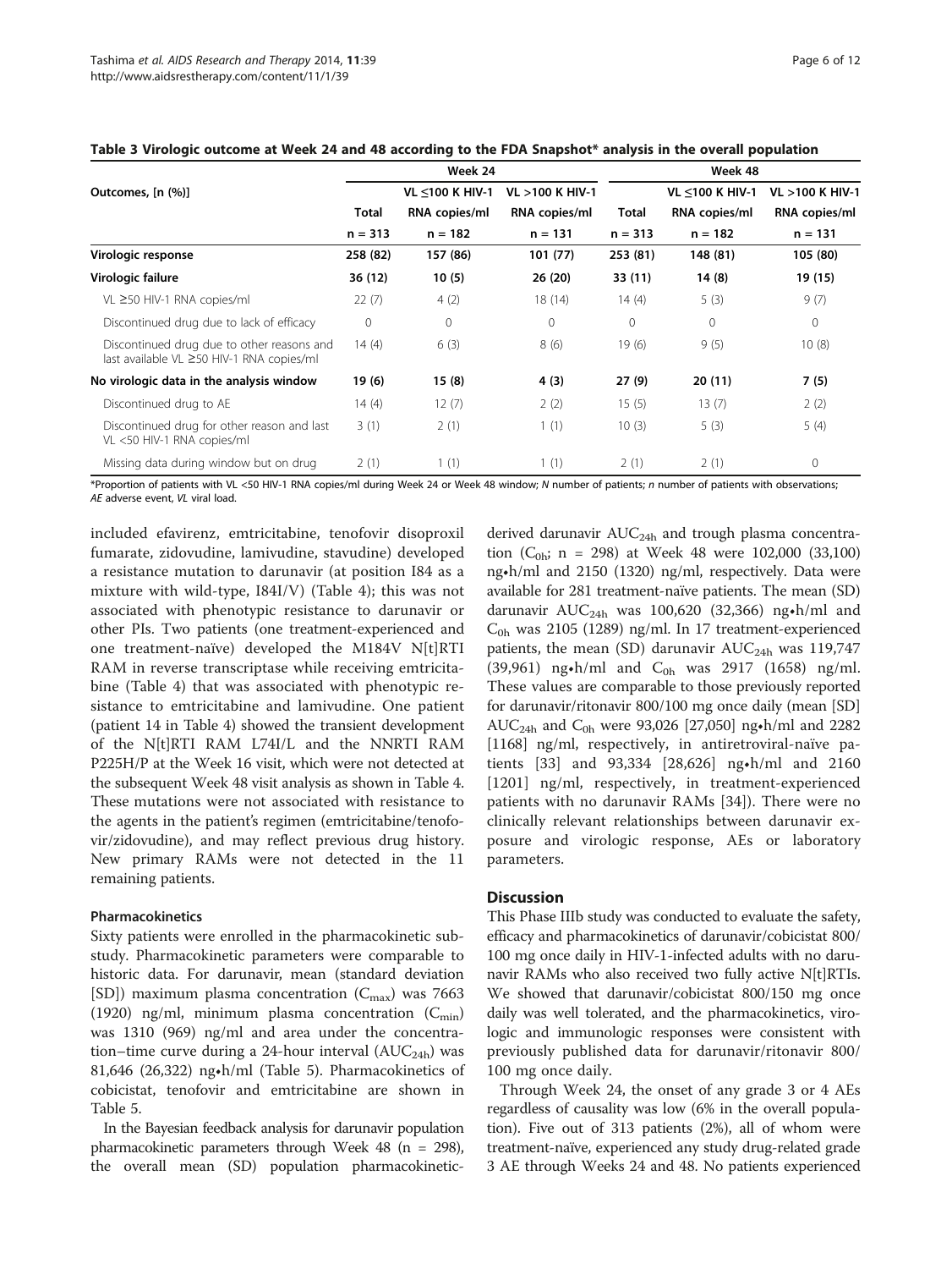**Table 3 Virologic outcome at Week 24 and 48 according to the FDA Snapshot* analysis in the overall population**

| Outcomes, [n (%)] | Week 24 | | | Week 48 | | |
|---|---|---|---|---|---|---|
| | Total n = 313 | VL ≤100 K HIV-1 RNA copies/ml n = 182 | VL >100 K HIV-1 RNA copies/ml n = 131 | Total n = 313 | VL ≤100 K HIV-1 RNA copies/ml n = 182 | VL >100 K HIV-1 RNA copies/ml n = 131 |
| **Virologic response** | **258 (82)** | **157 (86)** | **101 (77)** | **253 (81)** | **148 (81)** | **105 (80)** |
| **Virologic failure** | **36 (12)** | **10 (5)** | **26 (20)** | **33 (11)** | **14 (8)** | **19 (15)** |
| VL ≥50 HIV-1 RNA copies/ml | 22 (7) | 4 (2) | 18 (14) | 14 (4) | 5 (3) | 9 (7) |
| Discontinued drug due to lack of efficacy | 0 | 0 | 0 | 0 | 0 | 0 |
| Discontinued drug due to other reasons and last available VL ≥50 HIV-1 RNA copies/ml | 14 (4) | 6 (3) | 8 (6) | 19 (6) | 9 (5) | 10 (8) |
| **No virologic data in the analysis window** | **19 (6)** | **15 (8)** | **4 (3)** | **27 (9)** | **20 (11)** | **7 (5)** |
| Discontinued drug to AE | 14 (4) | 12 (7) | 2 (2) | 15 (5) | 13 (7) | 2 (2) |
| Discontinued drug for other reason and last VL <50 HIV-1 RNA copies/ml | 3 (1) | 2 (1) | 1 (1) | 10 (3) | 5 (3) | 5 (4) |
| Missing data during window but on drug | 2 (1) | 1 (1) | 1 (1) | 2 (1) | 2 (1) | 0 |

*Proportion of patients with VL <50 HIV-1 RNA copies/ml during Week 24 or Week 48 window; *N* number of patients; *n* number of patients with observations; *AE* adverse event, *VL* viral load.

included efavirenz, emtricitabine, tenofovir disoproxil fumarate, zidovudine, lamivudine, stavudine) developed a resistance mutation to darunavir (at position I84 as a mixture with wild-type, I84I/V) (Table 4); this was not associated with phenotypic resistance to darunavir or other PIs. Two patients (one treatment-experienced and one treatment-naïve) developed the M184V N[t]RTI RAM in reverse transcriptase while receiving emtricitabine (Table 4) that was associated with phenotypic resistance to emtricitabine and lamivudine. One patient (patient 14 in Table 4) showed the transient development of the N[t]RTI RAM L74I/L and the NNRTI RAM P225H/P at the Week 16 visit, which were not detected at the subsequent Week 48 visit analysis as shown in Table 4. These mutations were not associated with resistance to the agents in the patient's regimen (emtricitabine/tenofovir/zidovudine), and may reflect previous drug history. New primary RAMs were not detected in the 11 remaining patients.

#### Pharmacokinetics

Sixty patients were enrolled in the pharmacokinetic substudy. Pharmacokinetic parameters were comparable to historic data. For darunavir, mean (standard deviation [SD]) maximum plasma concentration ($C_{max}$) was 7663 (1920) ng/ml, minimum plasma concentration ($C_{min}$) was 1310 (969) ng/ml and area under the concentration–time curve during a 24-hour interval ($AUC_{24h}$) was 81,646 (26,322) ng•h/ml (Table 5). Pharmacokinetics of cobicistat, tenofovir and emtricitabine are shown in Table 5.

In the Bayesian feedback analysis for darunavir population pharmacokinetic parameters through Week 48 (n = 298), the overall mean (SD) population pharmacokinetic-derived darunavir $AUC_{24h}$ and trough plasma concentration ($C_{0h}$; n = 298) at Week 48 were 102,000 (33,100) ng•h/ml and 2150 (1320) ng/ml, respectively. Data were available for 281 treatment-naïve patients. The mean (SD) darunavir $AUC_{24h}$ was 100,620 (32,366) ng•h/ml and $C_{0h}$ was 2105 (1289) ng/ml. In 17 treatment-experienced patients, the mean (SD) darunavir $AUC_{24h}$ was 119,747 (39,961) ng•h/ml and $C_{0h}$ was 2917 (1658) ng/ml. These values are comparable to those previously reported for darunavir/ritonavir 800/100 mg once daily (mean [SD] $AUC_{24h}$ and $C_{0h}$ were 93,026 [27,050] ng•h/ml and 2282 [1168] ng/ml, respectively, in antiretroviral-naïve patients [33] and 93,334 [28,626] ng•h/ml and 2160 [1201] ng/ml, respectively, in treatment-experienced patients with no darunavir RAMs [34]). There were no clinically relevant relationships between darunavir exposure and virologic response, AEs or laboratory parameters.

## Discussion

This Phase IIIb study was conducted to evaluate the safety, efficacy and pharmacokinetics of darunavir/cobicistat 800/100 mg once daily in HIV-1-infected adults with no darunavir RAMs who also received two fully active N[t]RTIs. We showed that darunavir/cobicistat 800/150 mg once daily was well tolerated, and the pharmacokinetics, virologic and immunologic responses were consistent with previously published data for darunavir/ritonavir 800/100 mg once daily.

Through Week 24, the onset of any grade 3 or 4 AEs regardless of causality was low (6% in the overall population). Five out of 313 patients (2%), all of whom were treatment-naïve, experienced any study drug-related grade 3 AE through Weeks 24 and 48. No patients experienced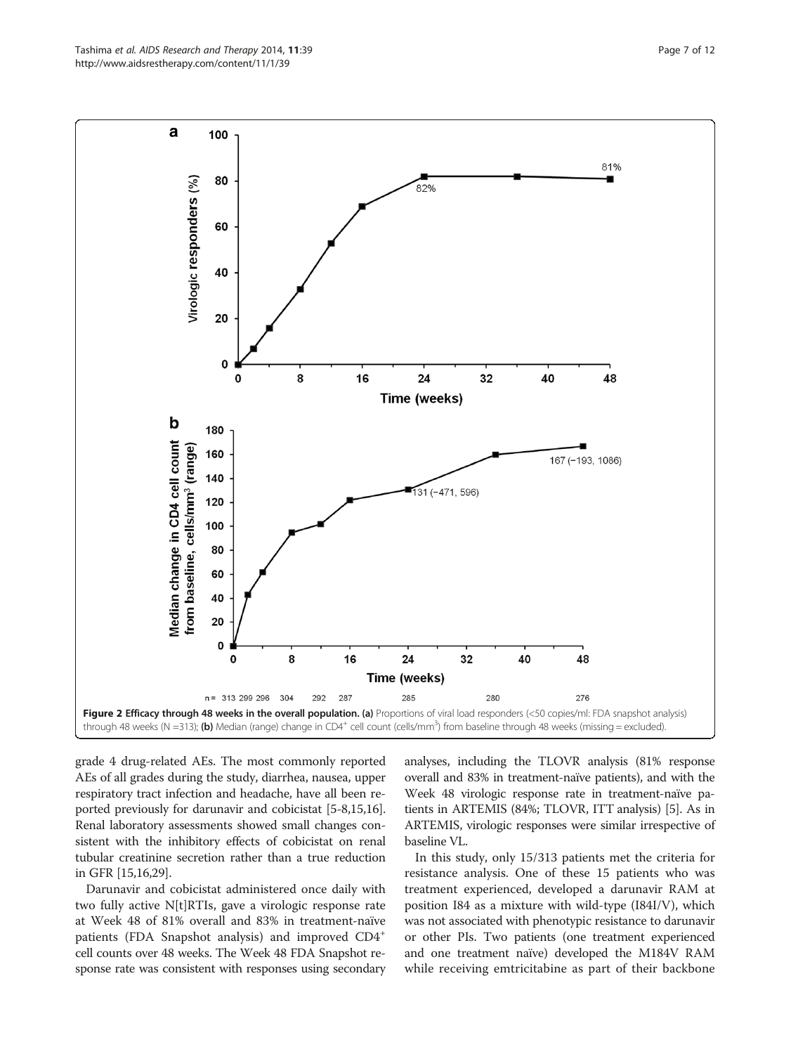**Figure 2 Efficacy through 48 weeks in the overall population. (a)** Proportions of viral load responders (<50 copies/ml: FDA snapshot analysis) through 48 weeks (N =313); **(b)** Median (range) change in $CD4^+$ cell count (cells/$mm^3$) from baseline through 48 weeks (missing = excluded).

grade 4 drug-related AEs. The most commonly reported AEs of all grades during the study, diarrhea, nausea, upper respiratory tract infection and headache, have all been reported previously for darunavir and cobicistat [5-8,15,16]. Renal laboratory assessments showed small changes consistent with the inhibitory effects of cobicistat on renal tubular creatinine secretion rather than a true reduction in GFR [15,16,29].

Darunavir and cobicistat administered once daily with two fully active N[t]RTIs, gave a virologic response rate at Week 48 of 81% overall and 83% in treatment-naïve patients (FDA Snapshot analysis) and improved $CD4^+$ cell counts over 48 weeks. The Week 48 FDA Snapshot response rate was consistent with responses using secondary analyses, including the TLOVR analysis (81% response overall and 83% in treatment-naïve patients), and with the Week 48 virologic response rate in treatment-naïve patients in ARTEMIS (84%; TLOVR, ITT analysis) [5]. As in ARTEMIS, virologic responses were similar irrespective of baseline VL.

In this study, only 15/313 patients met the criteria for resistance analysis. One of these 15 patients who was treatment experienced, developed a darunavir RAM at position I84 as a mixture with wild-type (I84I/V), which was not associated with phenotypic resistance to darunavir or other PIs. Two patients (one treatment experienced and one treatment naïve) developed the M184V RAM while receiving emtricitabine as part of their backbone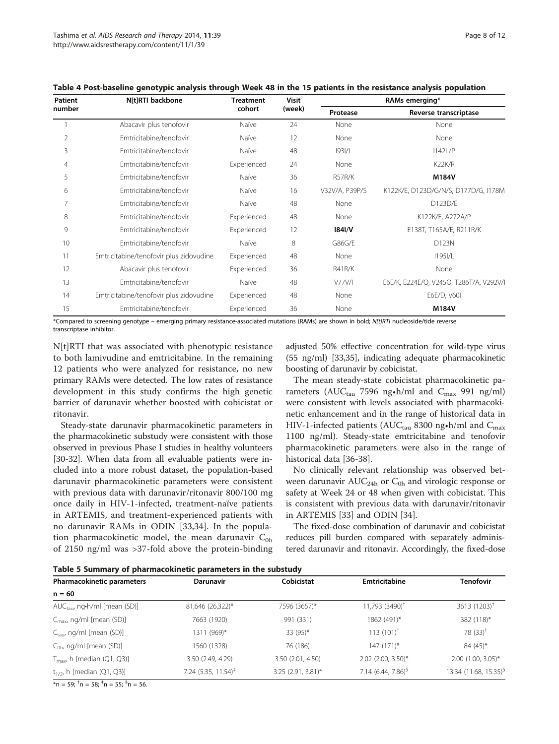**Table 4 Post-baseline genotypic analysis through Week 48 in the 15 patients in the resistance analysis population**

| Patient number | N[t]RTI backbone | Treatment cohort | Visit (week) | RAMs emerging* | |
|---|---|---|---|---|---|
| | | | | Protease | Reverse transcriptase |
| 1 | Abacavir plus tenofovir | Naïve | 24 | None | None |
| 2 | Emtricitabine/tenofovir | Naïve | 12 | None | None |
| 3 | Emtricitabine/tenofovir | Naïve | 48 | I93I/L | I142L/P |
| 4 | Emtricitabine/tenofovir | Experienced | 24 | None | K22K/R |
| 5 | Emtricitabine/tenofovir | Naïve | 36 | R57R/K | **M184V** |
| 6 | Emtricitabine/tenofovir | Naïve | 16 | V32V/A, P39P/S | K122K/E, D123D/G/N/S, D177D/G, I178M |
| 7 | Emtricitabine/tenofovir | Naïve | 48 | None | D123D/E |
| 8 | Emtricitabine/tenofovir | Experienced | 48 | None | K122K/E, A272A/P |
| 9 | Emtricitabine/tenofovir | Experienced | 12 | **I84I/V** | E138T, T165A/E, R211R/K |
| 10 | Emtricitabine/tenofovir | Naïve | 8 | G86G/E | D123N |
| 11 | Emtricitabine/tenofovir plus zidovudine | Experienced | 48 | None | I195I/L |
| 12 | Abacavir plus tenofovir | Experienced | 36 | R41R/K | None |
| 13 | Emtricitabine/tenofovir | Naïve | 48 | V77V/I | E6E/K, E224E/Q, V245Q, T286T/A, V292V/I |
| 14 | Emtricitabine/tenofovir plus zidovudine | Experienced | 48 | None | E6E/D, V60I |
| 15 | Emtricitabine/tenofovir | Experienced | 36 | None | **M184V** |

*Compared to screening genotype – emerging primary resistance-associated mutations (RAMs) are shown in bold; *N[t]RTI* nucleoside/tide reverse transcriptase inhibitor.

N[t]RTI that was associated with phenotypic resistance to both lamivudine and emtricitabine. In the remaining 12 patients who were analyzed for resistance, no new primary RAMs were detected. The low rates of resistance development in this study confirms the high genetic barrier of darunavir whether boosted with cobicistat or ritonavir.

Steady-state darunavir pharmacokinetic parameters in the pharmacokinetic substudy were consistent with those observed in previous Phase I studies in healthy volunteers [30-32]. When data from all evaluable patients were included into a more robust dataset, the population-based darunavir pharmacokinetic parameters were consistent with previous data with darunavir/ritonavir 800/100 mg once daily in HIV-1-infected, treatment-naïve patients in ARTEMIS, and treatment-experienced patients with no darunavir RAMs in ODIN [33,34]. In the population pharmacokinetic model, the mean darunavir $C_{0h}$ of 2150 ng/ml was >37-fold above the protein-binding adjusted 50% effective concentration for wild-type virus (55 ng/ml) [33,35], indicating adequate pharmacokinetic boosting of darunavir by cobicistat.

The mean steady-state cobicistat pharmacokinetic parameters ($AUC_{tau}$ 7596 ng•h/ml and $C_{max}$ 991 ng/ml) were consistent with levels associated with pharmacokinetic enhancement and in the range of historical data in HIV-1-infected patients ($AUC_{tau}$ 8300 ng•h/ml and $C_{max}$ 1100 ng/ml). Steady-state emtricitabine and tenofovir pharmacokinetic parameters were also in the range of historical data [36-38].

No clinically relevant relationship was observed between darunavir $AUC_{24h}$ or $C_{0h}$ and virologic response or safety at Week 24 or 48 when given with cobicistat. This is consistent with previous data with darunavir/ritonavir in ARTEMIS [33] and ODIN [34].

The fixed-dose combination of darunavir and cobicistat reduces pill burden compared with separately administered darunavir and ritonavir. Accordingly, the fixed-dose

**Table 5 Summary of pharmacokinetic parameters in the substudy**

| Pharmacokinetic parameters | Darunavir | Cobicistat | Emtricitabine | Tenofovir |
|---|---|---|---|---|
| n = 60 | | | | |
| $AUC_{tau}$, ng•h/ml [mean (SD)] | 81,646 (26,322)* | 7596 (3657)* | 11,793 (3490)† | 3613 (1203)† |
| $C_{max}$, ng/ml [mean (SD)] | 7663 (1920) | 991 (331) | 1862 (491)* | 382 (118)* |
| $C_{tau}$, ng/ml [mean (SD)] | 1311 (969)* | 33 (95)* | 113 (101)† | 78 (33)† |
| $C_{0h}$, ng/ml [mean (SD)] | 1560 (1328) | 76 (186) | 147 (171)* | 84 (45)* |
| $T_{max}$, h [median (Q1, Q3)] | 3.50 (2.49, 4.29) | 3.50 (2.01, 4.50) | 2.02 (2.00, 3.50)* | 2.00 (1.00, 3.05)* |
| $t_{1/2}$, h [median (Q1, Q3)] | 7.24 (5.35, 11.54)‡ | 3.25 (2.91, 3.81)* | 7.14 (6.44, 7.86)§ | 13.34 (11.68, 15.35)§ |

*n = 59; †n = 58; ‡n = 55; §n = 56.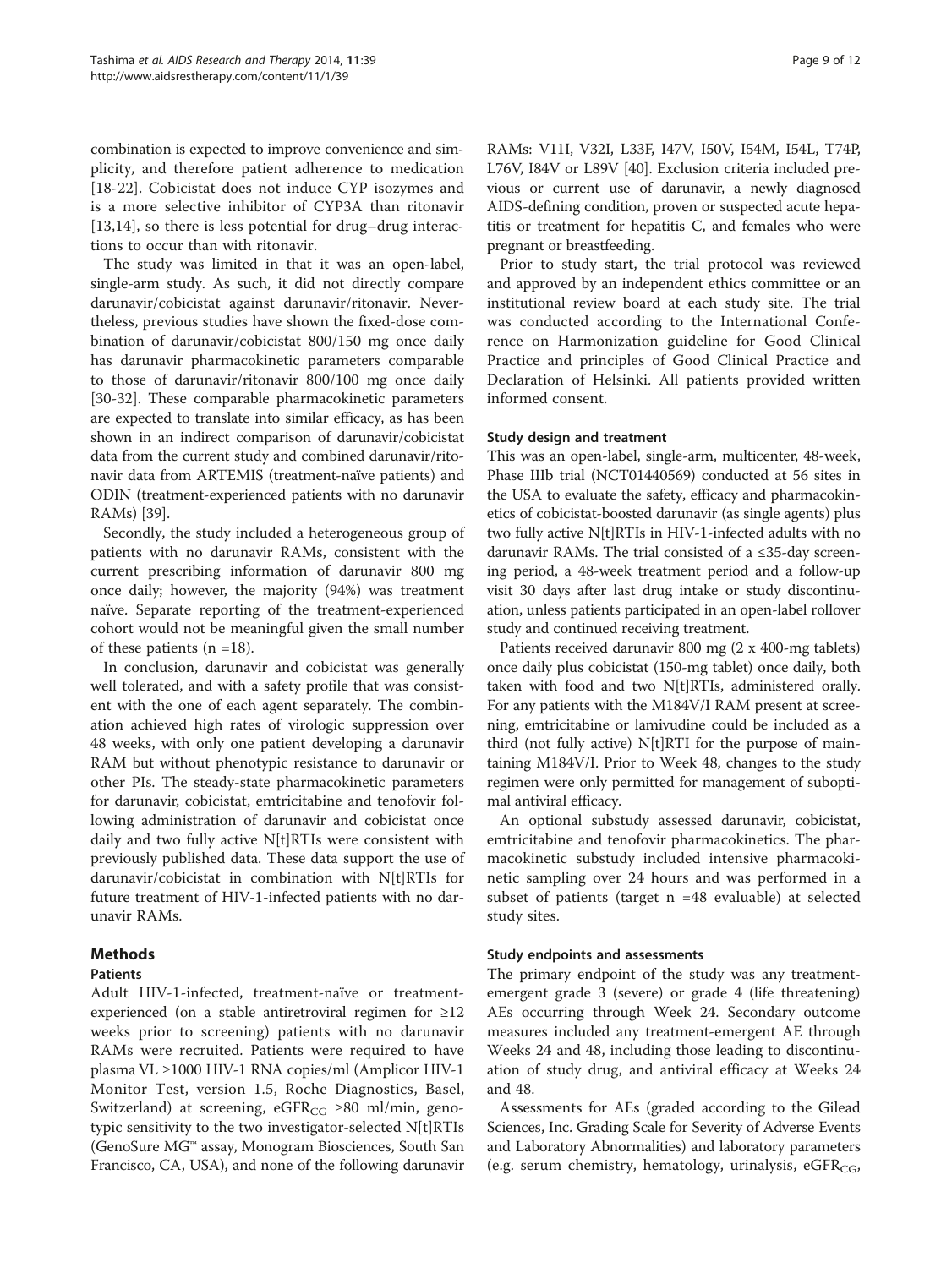combination is expected to improve convenience and simplicity, and therefore patient adherence to medication [18-22]. Cobicistat does not induce CYP isozymes and is a more selective inhibitor of CYP3A than ritonavir [13,14], so there is less potential for drug–drug interactions to occur than with ritonavir.

The study was limited in that it was an open-label, single-arm study. As such, it did not directly compare darunavir/cobicistat against darunavir/ritonavir. Nevertheless, previous studies have shown the fixed-dose combination of darunavir/cobicistat 800/150 mg once daily has darunavir pharmacokinetic parameters comparable to those of darunavir/ritonavir 800/100 mg once daily [30-32]. These comparable pharmacokinetic parameters are expected to translate into similar efficacy, as has been shown in an indirect comparison of darunavir/cobicistat data from the current study and combined darunavir/ritonavir data from ARTEMIS (treatment-naïve patients) and ODIN (treatment-experienced patients with no darunavir RAMs) [39].

Secondly, the study included a heterogeneous group of patients with no darunavir RAMs, consistent with the current prescribing information of darunavir 800 mg once daily; however, the majority (94%) was treatment naïve. Separate reporting of the treatment-experienced cohort would not be meaningful given the small number of these patients (n =18).

In conclusion, darunavir and cobicistat was generally well tolerated, and with a safety profile that was consistent with the one of each agent separately. The combination achieved high rates of virologic suppression over 48 weeks, with only one patient developing a darunavir RAM but without phenotypic resistance to darunavir or other PIs. The steady-state pharmacokinetic parameters for darunavir, cobicistat, emtricitabine and tenofovir following administration of darunavir and cobicistat once daily and two fully active N[t]RTIs were consistent with previously published data. These data support the use of darunavir/cobicistat in combination with N[t]RTIs for future treatment of HIV-1-infected patients with no darunavir RAMs.

## Methods

### Patients

Adult HIV-1-infected, treatment-naïve or treatment-experienced (on a stable antiretroviral regimen for ≥12 weeks prior to screening) patients with no darunavir RAMs were recruited. Patients were required to have plasma VL ≥1000 HIV-1 RNA copies/ml (Amplicor HIV-1 Monitor Test, version 1.5, Roche Diagnostics, Basel, Switzerland) at screening, $eGFR_{CG}$ ≥80 ml/min, genotypic sensitivity to the two investigator-selected N[t]RTIs (GenoSure MG™ assay, Monogram Biosciences, South San Francisco, CA, USA), and none of the following darunavir RAMs: V11I, V32I, L33F, I47V, I50V, I54M, I54L, T74P, L76V, I84V or L89V [40]. Exclusion criteria included previous or current use of darunavir, a newly diagnosed AIDS-defining condition, proven or suspected acute hepatitis or treatment for hepatitis C, and females who were pregnant or breastfeeding.

Prior to study start, the trial protocol was reviewed and approved by an independent ethics committee or an institutional review board at each study site. The trial was conducted according to the International Conference on Harmonization guideline for Good Clinical Practice and principles of Good Clinical Practice and Declaration of Helsinki. All patients provided written informed consent.

### Study design and treatment

This was an open-label, single-arm, multicenter, 48-week, Phase IIIb trial (NCT01440569) conducted at 56 sites in the USA to evaluate the safety, efficacy and pharmacokinetics of cobicistat-boosted darunavir (as single agents) plus two fully active N[t]RTIs in HIV-1-infected adults with no darunavir RAMs. The trial consisted of a ≤35-day screening period, a 48-week treatment period and a follow-up visit 30 days after last drug intake or study discontinuation, unless patients participated in an open-label rollover study and continued receiving treatment.

Patients received darunavir 800 mg (2 x 400-mg tablets) once daily plus cobicistat (150-mg tablet) once daily, both taken with food and two N[t]RTIs, administered orally. For any patients with the M184V/I RAM present at screening, emtricitabine or lamivudine could be included as a third (not fully active) N[t]RTI for the purpose of maintaining M184V/I. Prior to Week 48, changes to the study regimen were only permitted for management of suboptimal antiviral efficacy.

An optional substudy assessed darunavir, cobicistat, emtricitabine and tenofovir pharmacokinetics. The pharmacokinetic substudy included intensive pharmacokinetic sampling over 24 hours and was performed in a subset of patients (target n =48 evaluable) at selected study sites.

### Study endpoints and assessments

The primary endpoint of the study was any treatment-emergent grade 3 (severe) or grade 4 (life threatening) AEs occurring through Week 24. Secondary outcome measures included any treatment-emergent AE through Weeks 24 and 48, including those leading to discontinuation of study drug, and antiviral efficacy at Weeks 24 and 48.

Assessments for AEs (graded according to the Gilead Sciences, Inc. Grading Scale for Severity of Adverse Events and Laboratory Abnormalities) and laboratory parameters (e.g. serum chemistry, hematology, urinalysis, $eGFR_{CG}$,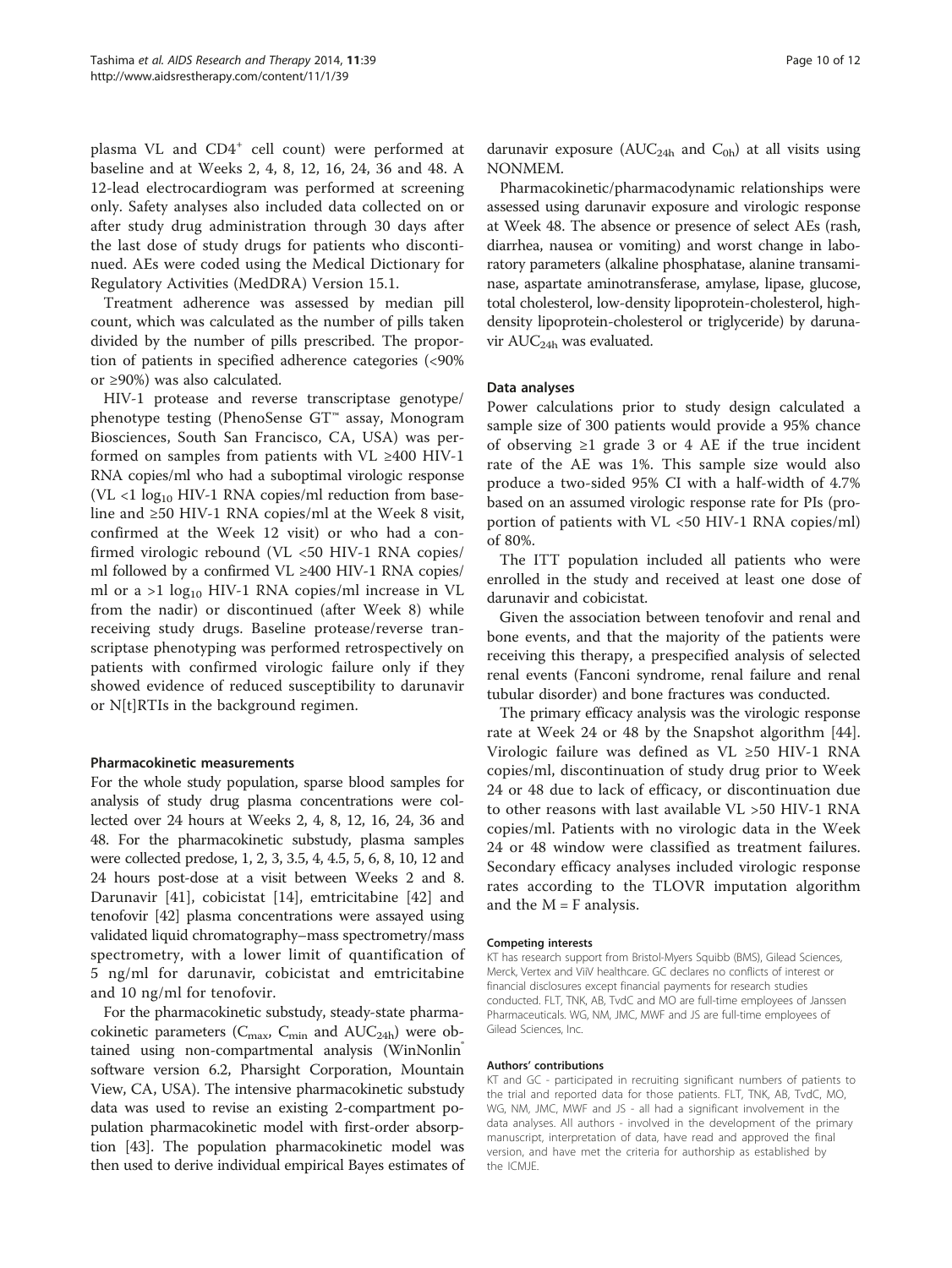plasma VL and $CD4^+$ cell count) were performed at baseline and at Weeks 2, 4, 8, 12, 16, 24, 36 and 48. A 12-lead electrocardiogram was performed at screening only. Safety analyses also included data collected on or after study drug administration through 30 days after the last dose of study drugs for patients who discontinued. AEs were coded using the Medical Dictionary for Regulatory Activities (MedDRA) Version 15.1.

Treatment adherence was assessed by median pill count, which was calculated as the number of pills taken divided by the number of pills prescribed. The proportion of patients in specified adherence categories (<90% or ≥90%) was also calculated.

HIV-1 protease and reverse transcriptase genotype/phenotype testing (PhenoSense GT™ assay, Monogram Biosciences, South San Francisco, CA, USA) was performed on samples from patients with VL ≥400 HIV-1 RNA copies/ml who had a suboptimal virologic response (VL <1 $\log_{10}$ HIV-1 RNA copies/ml reduction from baseline and ≥50 HIV-1 RNA copies/ml at the Week 8 visit, confirmed at the Week 12 visit) or who had a confirmed virologic rebound (VL <50 HIV-1 RNA copies/ml followed by a confirmed VL ≥400 HIV-1 RNA copies/ml or a >1 $\log_{10}$ HIV-1 RNA copies/ml increase in VL from the nadir) or discontinued (after Week 8) while receiving study drugs. Baseline protease/reverse transcriptase phenotyping was performed retrospectively on patients with confirmed virologic failure only if they showed evidence of reduced susceptibility to darunavir or N[t]RTIs in the background regimen.

#### Pharmacokinetic measurements

For the whole study population, sparse blood samples for analysis of study drug plasma concentrations were collected over 24 hours at Weeks 2, 4, 8, 12, 16, 24, 36 and 48. For the pharmacokinetic substudy, plasma samples were collected predose, 1, 2, 3, 3.5, 4, 4.5, 5, 6, 8, 10, 12 and 24 hours post-dose at a visit between Weeks 2 and 8. Darunavir [41], cobicistat [14], emtricitabine [42] and tenofovir [42] plasma concentrations were assayed using validated liquid chromatography–mass spectrometry/mass spectrometry, with a lower limit of quantification of 5 ng/ml for darunavir, cobicistat and emtricitabine and 10 ng/ml for tenofovir.

For the pharmacokinetic substudy, steady-state pharmacokinetic parameters ($C_{max}$, $C_{min}$ and $AUC_{24h}$) were obtained using non-compartmental analysis (WinNonlin® software version 6.2, Pharsight Corporation, Mountain View, CA, USA). The intensive pharmacokinetic substudy data was used to revise an existing 2-compartment population pharmacokinetic model with first-order absorption [43]. The population pharmacokinetic model was then used to derive individual empirical Bayes estimates of darunavir exposure ($AUC_{24h}$ and $C_{0h}$) at all visits using NONMEM.

Pharmacokinetic/pharmacodynamic relationships were assessed using darunavir exposure and virologic response at Week 48. The absence or presence of select AEs (rash, diarrhea, nausea or vomiting) and worst change in laboratory parameters (alkaline phosphatase, alanine transaminase, aspartate aminotransferase, amylase, lipase, glucose, total cholesterol, low-density lipoprotein-cholesterol, high-density lipoprotein-cholesterol or triglyceride) by darunavir $AUC_{24h}$ was evaluated.

#### Data analyses

Power calculations prior to study design calculated a sample size of 300 patients would provide a 95% chance of observing ≥1 grade 3 or 4 AE if the true incident rate of the AE was 1%. This sample size would also produce a two-sided 95% CI with a half-width of 4.7% based on an assumed virologic response rate for PIs (proportion of patients with VL <50 HIV-1 RNA copies/ml) of 80%.

The ITT population included all patients who were enrolled in the study and received at least one dose of darunavir and cobicistat.

Given the association between tenofovir and renal and bone events, and that the majority of the patients were receiving this therapy, a prespecified analysis of selected renal events (Fanconi syndrome, renal failure and renal tubular disorder) and bone fractures was conducted.

The primary efficacy analysis was the virologic response rate at Week 24 or 48 by the Snapshot algorithm [44]. Virologic failure was defined as VL ≥50 HIV-1 RNA copies/ml, discontinuation of study drug prior to Week 24 or 48 due to lack of efficacy, or discontinuation due to other reasons with last available VL >50 HIV-1 RNA copies/ml. Patients with no virologic data in the Week 24 or 48 window were classified as treatment failures. Secondary efficacy analyses included virologic response rates according to the TLOVR imputation algorithm and the M = F analysis.

##### Competing interests

KT has research support from Bristol-Myers Squibb (BMS), Gilead Sciences, Merck, Vertex and ViiV healthcare. GC declares no conflicts of interest or financial disclosures except financial payments for research studies conducted. FLT, TNK, AB, TvdC and MO are full-time employees of Janssen Pharmaceuticals. WG, NM, JMC, MWF and JS are full-time employees of Gilead Sciences, Inc.

##### Authors' contributions

KT and GC - participated in recruiting significant numbers of patients to the trial and reported data for those patients. FLT, TNK, AB, TvdC, MO, WG, NM, JMC, MWF and JS - all had a significant involvement in the data analyses. All authors - involved in the development of the primary manuscript, interpretation of data, have read and approved the final version, and have met the criteria for authorship as established by the ICMJE.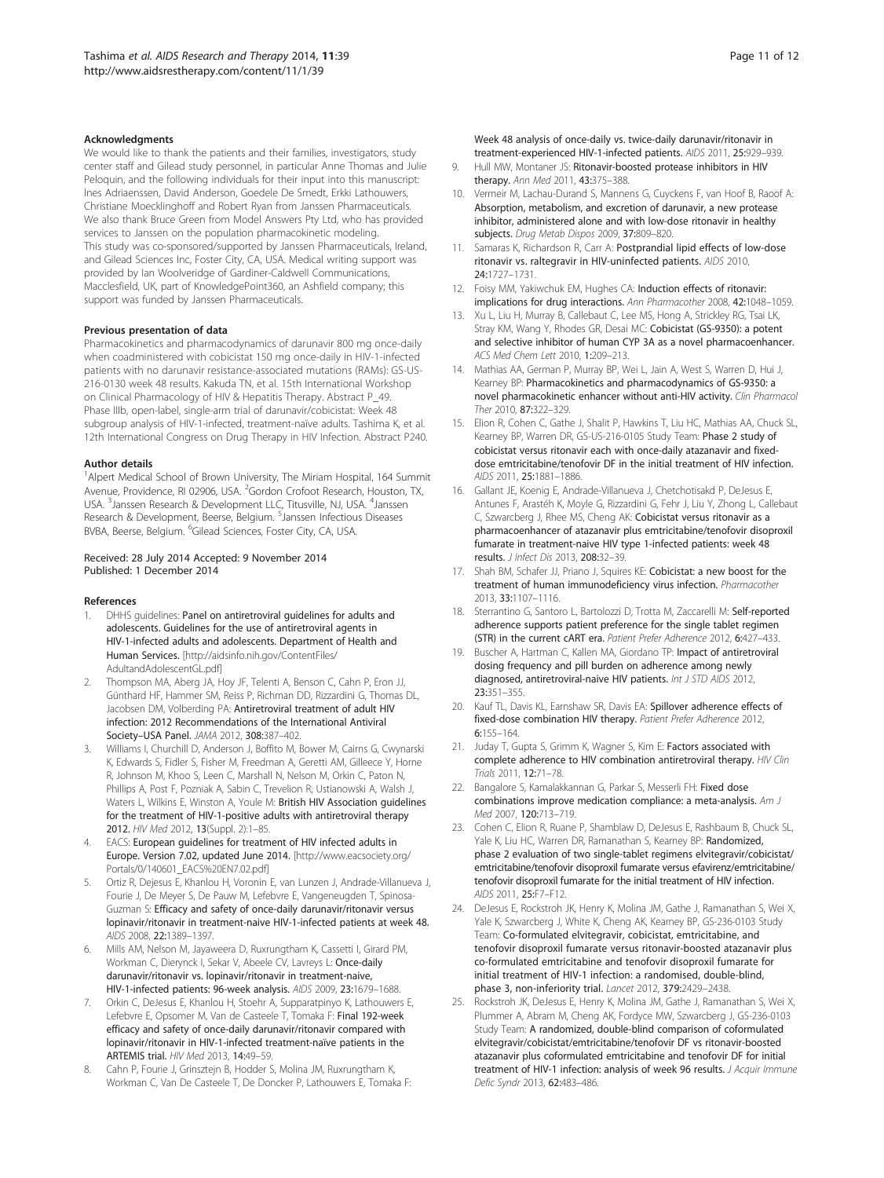#### Acknowledgments

We would like to thank the patients and their families, investigators, study center staff and Gilead study personnel, in particular Anne Thomas and Julie Peloquin, and the following individuals for their input into this manuscript: Ines Adriaenssen, David Anderson, Goedele De Smedt, Erkki Lathouwers, Christiane Moecklinghoff and Robert Ryan from Janssen Pharmaceuticals. We also thank Bruce Green from Model Answers Pty Ltd, who has provided services to Janssen on the population pharmacokinetic modeling.

This study was co-sponsored/supported by Janssen Pharmaceuticals, Ireland, and Gilead Sciences Inc, Foster City, CA, USA. Medical writing support was provided by Ian Woolveridge of Gardiner-Caldwell Communications, Macclesfield, UK, part of KnowledgePoint360, an Ashfield company; this support was funded by Janssen Pharmaceuticals.

#### Previous presentation of data

Pharmacokinetics and pharmacodynamics of darunavir 800 mg once-daily when coadministered with cobicistat 150 mg once-daily in HIV-1-infected patients with no darunavir resistance-associated mutations (RAMs): GS-US-216-0130 week 48 results. Kakuda TN, et al. 15th International Workshop on Clinical Pharmacology of HIV & Hepatitis Therapy. Abstract P_49. Phase IIIb, open-label, single-arm trial of darunavir/cobicistat: Week 48 subgroup analysis of HIV-1-infected, treatment-naïve adults. Tashima K, et al. 12th International Congress on Drug Therapy in HIV Infection. Abstract P240.

#### Author details

[1]Alpert Medical School of Brown University, The Miriam Hospital, 164 Summit Avenue, Providence, RI 02906, USA. [2]Gordon Crofoot Research, Houston, TX, USA. [3]Janssen Research & Development LLC, Titusville, NJ, USA. [4]Janssen Research & Development, Beerse, Belgium. [5]Janssen Infectious Diseases BVBA, Beerse, Belgium. [6]Gilead Sciences, Foster City, CA, USA.

Received: 28 July 2014 Accepted: 9 November 2014
Published: 1 December 2014

#### References

1. DHHS guidelines: **Panel on antiretroviral guidelines for adults and adolescents. Guidelines for the use of antiretroviral agents in HIV-1-infected adults and adolescents. Department of Health and Human Services.** [http://aidsinfo.nih.gov/ContentFiles/AdultandAdolescentGL.pdf]
2. Thompson MA, Aberg JA, Hoy JF, Telenti A, Benson C, Cahn P, Eron JJ, Günthard HF, Hammer SM, Reiss P, Richman DD, Rizzardini G, Thomas DL, Jacobsen DM, Volberding PA: **Antiretroviral treatment of adult HIV infection: 2012 Recommendations of the International Antiviral Society–USA Panel.** *JAMA* 2012, **308:**387–402.
3. Williams I, Churchill D, Anderson J, Boffito M, Bower M, Cairns G, Cwynarski K, Edwards S, Fidler S, Fisher M, Freedman A, Geretti AM, Gilleece Y, Horne R, Johnson M, Khoo S, Leen C, Marshall N, Nelson M, Orkin C, Paton N, Phillips A, Post F, Pozniak A, Sabin C, Trevelion R, Ustianowski A, Walsh J, Waters L, Wilkins E, Winston A, Youle M: **British HIV Association guidelines for the treatment of HIV-1-positive adults with antiretroviral therapy 2012.** *HIV Med* 2012, **13**(Suppl. 2):1–85.
4. EACS: **European guidelines for treatment of HIV infected adults in Europe. Version 7.02, updated June 2014.** [http://www.eacsociety.org/Portals/0/140601_EACS%20EN7.02.pdf]
5. Ortiz R, Dejesus E, Khanlou H, Voronin E, van Lunzen J, Andrade-Villanueva J, Fourie J, De Meyer S, De Pauw M, Lefebvre E, Vangeneugden T, Spinosa-Guzman S: **Efficacy and safety of once-daily darunavir/ritonavir versus lopinavir/ritonavir in treatment-naive HIV-1-infected patients at week 48.** *AIDS* 2008, **22:**1389–1397.
6. Mills AM, Nelson M, Jayaweera D, Ruxrungtham K, Cassetti I, Girard PM, Workman C, Dierynck I, Sekar V, Abeele CV, Lavreys L: **Once-daily darunavir/ritonavir vs. lopinavir/ritonavir in treatment-naive, HIV-1-infected patients: 96-week analysis.** *AIDS* 2009, **23:**1679–1688.
7. Orkin C, DeJesus E, Khanlou H, Stoehr A, Supparatpinyo K, Lathouwers E, Lefebvre E, Opsomer M, Van de Casteele T, Tomaka F: **Final 192-week efficacy and safety of once-daily darunavir/ritonavir compared with lopinavir/ritonavir in HIV-1-infected treatment-naïve patients in the ARTEMIS trial.** *HIV Med* 2013, **14:**49–59.
8. Cahn P, Fourie J, Grinsztejn B, Hodder S, Molina JM, Ruxrungtham K, Workman C, Van De Casteele T, De Doncker P, Lathouwers E, Tomaka F: **Week 48 analysis of once-daily vs. twice-daily darunavir/ritonavir in treatment-experienced HIV-1-infected patients.** *AIDS* 2011, **25:**929–939.
9. Hull MW, Montaner JS: **Ritonavir-boosted protease inhibitors in HIV therapy.** *Ann Med* 2011, **43:**375–388.
10. Vermeir M, Lachau-Durand S, Mannens G, Cuyckens F, van Hoof B, Raoof A: **Absorption, metabolism, and excretion of darunavir, a new protease inhibitor, administered alone and with low-dose ritonavir in healthy subjects.** *Drug Metab Dispos* 2009, **37:**809–820.
11. Samaras K, Richardson R, Carr A: **Postprandial lipid effects of low-dose ritonavir vs. raltegravir in HIV-uninfected patients.** *AIDS* 2010, **24:**1727–1731.
12. Foisy MM, Yakiwchuk EM, Hughes CA: **Induction effects of ritonavir: implications for drug interactions.** *Ann Pharmacother* 2008, **42:**1048–1059.
13. Xu L, Liu H, Murray B, Callebaut C, Lee MS, Hong A, Strickley RG, Tsai LK, Stray KM, Wang Y, Rhodes GR, Desai MC: **Cobicistat (GS-9350): a potent and selective inhibitor of human CYP 3A as a novel pharmacoenhancer.** *ACS Med Chem Lett* 2010, **1:**209–213.
14. Mathias AA, German P, Murray BP, Wei L, Jain A, West S, Warren D, Hui J, Kearney BP: **Pharmacokinetics and pharmacodynamics of GS-9350: a novel pharmacokinetic enhancer without anti-HIV activity.** *Clin Pharmacol Ther* 2010, **87:**322–329.
15. Elion R, Cohen C, Gathe J, Shalit P, Hawkins T, Liu HC, Mathias AA, Chuck SL, Kearney BP, Warren DR, GS-US-216-0105 Study Team: **Phase 2 study of cobicistat versus ritonavir each with once-daily atazanavir and fixed-dose emtricitabine/tenofovir DF in the initial treatment of HIV infection.** *AIDS* 2011, **25:**1881–1886.
16. Gallant JE, Koenig E, Andrade-Villanueva J, Chetchotisakd P, DeJesus E, Antunes F, Arastéh K, Moyle G, Rizzardini G, Fehr J, Liu Y, Zhong L, Callebaut C, Szwarcberg J, Rhee MS, Cheng AK: **Cobicistat versus ritonavir as a pharmacoenhancer of atazanavir plus emtricitabine/tenofovir disoproxil fumarate in treatment-naive HIV type 1-infected patients: week 48 results.** *J Infect Dis* 2013, **208:**32–39.
17. Shah BM, Schafer JJ, Priano J, Squires KE: **Cobicistat: a new boost for the treatment of human immunodeficiency virus infection.** *Pharmacother* 2013, **33:**1107–1116.
18. Sterrantino G, Santoro L, Bartolozzi D, Trotta M, Zaccarelli M: **Self-reported adherence supports patient preference for the single tablet regimen (STR) in the current cART era.** *Patient Prefer Adherence* 2012, **6:**427–433.
19. Buscher A, Hartman C, Kallen MA, Giordano TP: **Impact of antiretroviral dosing frequency and pill burden on adherence among newly diagnosed, antiretroviral-naive HIV patients.** *Int J STD AIDS* 2012, **23:**351–355.
20. Kauf TL, Davis KL, Earnshaw SR, Davis EA: **Spillover adherence effects of fixed-dose combination HIV therapy.** *Patient Prefer Adherence* 2012, **6:**155–164.
21. Juday T, Gupta S, Grimm K, Wagner S, Kim E: **Factors associated with complete adherence to HIV combination antiretroviral therapy.** *HIV Clin Trials* 2011, **12:**71–78.
22. Bangalore S, Kamalakkannan G, Parkar S, Messerli FH: **Fixed dose combinations improve medication compliance: a meta-analysis.** *Am J Med* 2007, **120:**713–719.
23. Cohen C, Elion R, Ruane P, Shamblaw D, DeJesus E, Rashbaum B, Chuck SL, Yale K, Liu HC, Warren DR, Ramanathan S, Kearney BP: **Randomized, phase 2 evaluation of two single-tablet regimens elvitegravir/cobicistat/emtricitabine/tenofovir disoproxil fumarate versus efavirenz/emtricitabine/tenofovir disoproxil fumarate for the initial treatment of HIV infection.** *AIDS* 2011, **25:**F7–F12.
24. DeJesus E, Rockstroh JK, Henry K, Molina JM, Gathe J, Ramanathan S, Wei X, Yale K, Szwarcberg J, White K, Cheng AK, Kearney BP, GS-236-0103 Study Team: **Co-formulated elvitegravir, cobicistat, emtricitabine, and tenofovir disoproxil fumarate versus ritonavir-boosted atazanavir plus co-formulated emtricitabine and tenofovir disoproxil fumarate for initial treatment of HIV-1 infection: a randomised, double-blind, phase 3, non-inferiority trial.** *Lancet* 2012, **379:**2429–2438.
25. Rockstroh JK, DeJesus E, Henry K, Molina JM, Gathe J, Ramanathan S, Wei X, Plummer A, Abram M, Cheng AK, Fordyce MW, Szwarcberg J, GS-236-0103 Study Team: **A randomized, double-blind comparison of coformulated elvitegravir/cobicistat/emtricitabine/tenofovir DF vs ritonavir-boosted atazanavir plus coformulated emtricitabine and tenofovir DF for initial treatment of HIV-1 infection: analysis of week 96 results.** *J Acquir Immune Defic Syndr* 2013, **62:**483–486.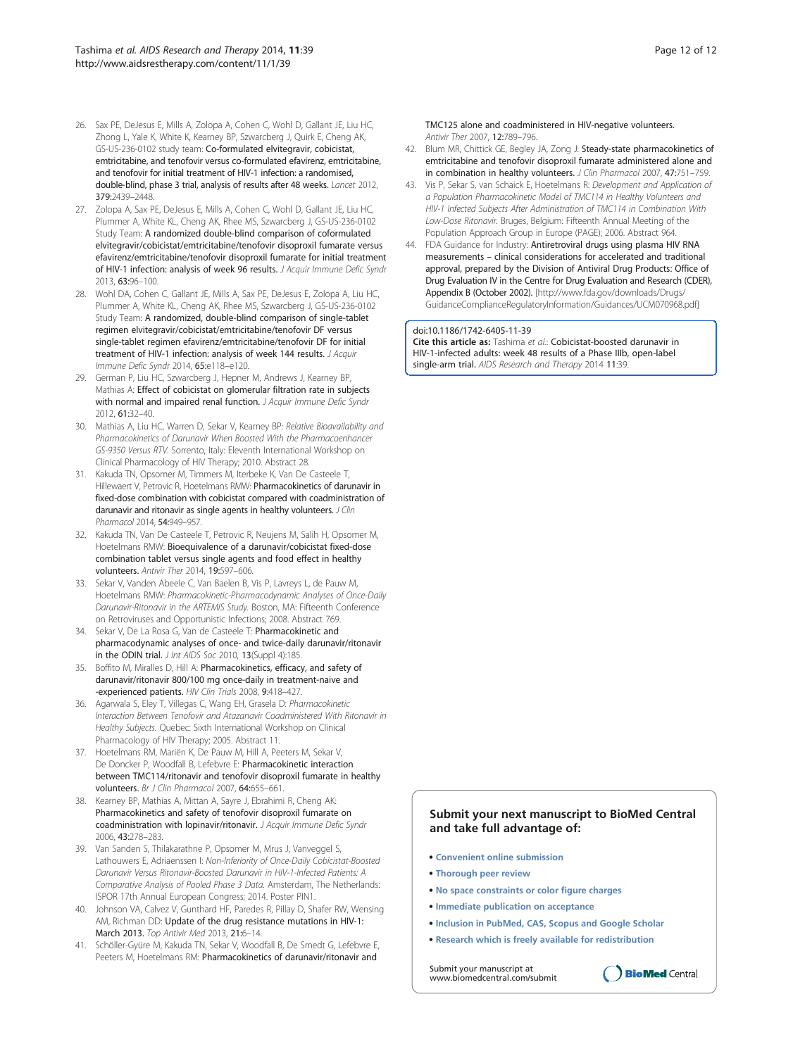26. Sax PE, DeJesus E, Mills A, Zolopa A, Cohen C, Wohl D, Gallant JE, Liu HC, Zhong L, Yale K, White K, Kearney BP, Szwarcberg J, Quirk E, Cheng AK, GS-US-236-0102 study team: **Co-formulated elvitegravir, cobicistat, emtricitabine, and tenofovir versus co-formulated efavirenz, emtricitabine, and tenofovir for initial treatment of HIV-1 infection: a randomised, double-blind, phase 3 trial, analysis of results after 48 weeks.** *Lancet* 2012, **379:**2439–2448.
27. Zolopa A, Sax PE, DeJesus E, Mills A, Cohen C, Wohl D, Gallant JE, Liu HC, Plummer A, White KL, Cheng AK, Rhee MS, Szwarcberg J, GS-US-236-0102 Study Team: **A randomized double-blind comparison of coformulated elvitegravir/cobicistat/emtricitabine/tenofovir disoproxil fumarate versus efavirenz/emtricitabine/tenofovir disoproxil fumarate for initial treatment of HIV-1 infection: analysis of week 96 results.** *J Acquir Immune Defic Syndr* 2013, **63:**96–100.
28. Wohl DA, Cohen C, Gallant JE, Mills A, Sax PE, DeJesus E, Zolopa A, Liu HC, Plummer A, White KL, Cheng AK, Rhee MS, Szwarcberg J, GS-US-236-0102 Study Team: **A randomized, double-blind comparison of single-tablet regimen elvitegravir/cobicistat/emtricitabine/tenofovir DF versus single-tablet regimen efavirenz/emtricitabine/tenofovir DF for initial treatment of HIV-1 infection: analysis of week 144 results.** *J Acquir Immune Defic Syndr* 2014, **65:**e118–e120.
29. German P, Liu HC, Szwarcberg J, Hepner M, Andrews J, Kearney BP, Mathias A: **Effect of cobicistat on glomerular filtration rate in subjects with normal and impaired renal function.** *J Acquir Immune Defic Syndr* 2012, **61:**32–40.
30. Mathias A, Liu HC, Warren D, Sekar V, Kearney BP: *Relative Bioavailability and Pharmacokinetics of Darunavir When Boosted With the Pharmacoenhancer GS-9350 Versus RTV.* Sorrento, Italy: Eleventh International Workshop on Clinical Pharmacology of HIV Therapy; 2010. Abstract 28.
31. Kakuda TN, Opsomer M, Timmers M, Iterbeke K, Van De Casteele T, Hillewaert V, Petrovic R, Hoetelmans RMW: **Pharmacokinetics of darunavir in fixed-dose combination with cobicistat compared with coadministration of darunavir and ritonavir as single agents in healthy volunteers.** *J Clin Pharmacol* 2014, **54:**949–957.
32. Kakuda TN, Van De Casteele T, Petrovic R, Neujens M, Salih H, Opsomer M, Hoetelmans RMW: **Bioequivalence of a darunavir/cobicistat fixed-dose combination tablet versus single agents and food effect in healthy volunteers.** *Antivir Ther* 2014, **19:**597–606.
33. Sekar V, Vanden Abeele C, Van Baelen B, Vis P, Lavreys L, de Pauw M, Hoetelmans RMW: *Pharmacokinetic-Pharmacodynamic Analyses of Once-Daily Darunavir-Ritonavir in the ARTEMIS Study.* Boston, MA: Fifteenth Conference on Retroviruses and Opportunistic Infections; 2008. Abstract 769.
34. Sekar V, De La Rosa G, Van de Casteele T: **Pharmacokinetic and pharmacodynamic analyses of once- and twice-daily darunavir/ritonavir in the ODIN trial.** *J Int AIDS Soc* 2010, **13**(Suppl 4):185.
35. Boffito M, Miralles D, Hill A: **Pharmacokinetics, efficacy, and safety of darunavir/ritonavir 800/100 mg once-daily in treatment-naive and -experienced patients.** *HIV Clin Trials* 2008, **9:**418–427.
36. Agarwala S, Eley T, Villegas C, Wang EH, Grasela D: *Pharmacokinetic Interaction Between Tenofovir and Atazanavir Coadministered With Ritonavir in Healthy Subjects.* Quebec: Sixth International Workshop on Clinical Pharmacology of HIV Therapy; 2005. Abstract 11.
37. Hoetelmans RM, Mariën K, De Pauw M, Hill A, Peeters M, Sekar V, De Doncker P, Woodfall B, Lefebvre E: **Pharmacokinetic interaction between TMC114/ritonavir and tenofovir disoproxil fumarate in healthy volunteers.** *Br J Clin Pharmacol* 2007, **64:**655–661.
38. Kearney BP, Mathias A, Mittan A, Sayre J, Ebrahimi R, Cheng AK: **Pharmacokinetics and safety of tenofovir disoproxil fumarate on coadministration with lopinavir/ritonavir.** *J Acquir Immune Defic Syndr* 2006, **43:**278–283.
39. Van Sanden S, Thilakarathne P, Opsomer M, Mrus J, Vanveggel S, Lathouwers E, Adriaenssen I: *Non-Inferiority of Once-Daily Cobicistat-Boosted Darunavir Versus Ritonavir-Boosted Darunavir in HIV-1-Infected Patients: A Comparative Analysis of Pooled Phase 3 Data.* Amsterdam, The Netherlands: ISPOR 17th Annual European Congress; 2014. Poster PIN1.
40. Johnson VA, Calvez V, Gunthard HF, Paredes R, Pillay D, Shafer RW, Wensing AM, Richman DD: **Update of the drug resistance mutations in HIV-1: March 2013.** *Top Antivir Med* 2013, **21:**6–14.
41. Schöller-Gyüre M, Kakuda TN, Sekar V, Woodfall B, De Smedt G, Lefebvre E, Peeters M, Hoetelmans RM: **Pharmacokinetics of darunavir/ritonavir and TMC125 alone and coadministered in HIV-negative volunteers.** *Antivir Ther* 2007, **12:**789–796.
42. Blum MR, Chittick GE, Begley JA, Zong J: **Steady-state pharmacokinetics of emtricitabine and tenofovir disoproxil fumarate administered alone and in combination in healthy volunteers.** *J Clin Pharmacol* 2007, **47:**751–759.
43. Vis P, Sekar S, van Schaick E, Hoetelmans R: *Development and Application of a Population Pharmacokinetic Model of TMC114 in Healthy Volunteers and HIV-1 Infected Subjects After Administration of TMC114 in Combination With Low-Dose Ritonavir.* Bruges, Belgium: Fifteenth Annual Meeting of the Population Approach Group in Europe (PAGE); 2006. Abstract 964.
44. FDA Guidance for Industry: **Antiretroviral drugs using plasma HIV RNA measurements – clinical considerations for accelerated and traditional approval, prepared by the Division of Antiviral Drug Products: Office of Drug Evaluation IV in the Centre for Drug Evaluation and Research (CDER), Appendix B (October 2002).** [http://www.fda.gov/downloads/Drugs/GuidanceComplianceRegulatoryInformation/Guidances/UCM070968.pdf]

doi:10.1186/1742-6405-11-39

**Cite this article as:** Tashima *et al.*: Cobicistat-boosted darunavir in HIV-1-infected adults: week 48 results of a Phase IIIb, open-label single-arm trial. *AIDS Research and Therapy* 2014 **11**:39.

**Submit your next manuscript to BioMed Central and take full advantage of:**

- **Convenient online submission**
- **Thorough peer review**
- **No space constraints or color figure charges**
- **Immediate publication on acceptance**
- **Inclusion in PubMed, CAS, Scopus and Google Scholar**
- **Research which is freely available for redistribution**

Submit your manuscript at
www.biomedcentral.com/submit

BioMed Central